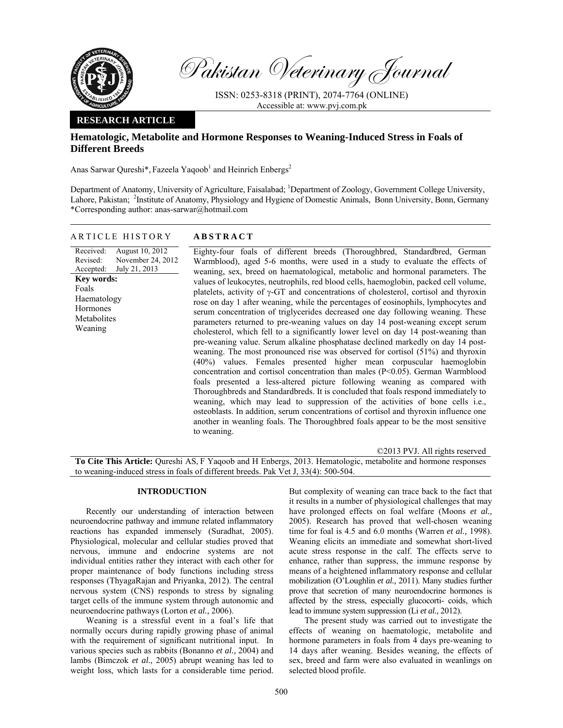# Pakistan Veterinary Journal

ISSN: 0253-8318 (PRINT), 2074-7764 (ONLINE)
Accessible at: www.pvj.com.pk

**RESEARCH ARTICLE**

## Hematologic, Metabolite and Hormone Responses to Weaning-Induced Stress in Foals of Different Breeds

Anas Sarwar Qureshi*, Fazeela Yaqoob[1] and Heinrich Enbergs[2]

Department of Anatomy, University of Agriculture, Faisalabad; [1]Department of Zoology, Government College University, Lahore, Pakistan; [2]Institute of Anatomy, Physiology and Hygiene of Domestic Animals, Bonn University, Bonn, Germany
*Corresponding author: anas-sarwar@hotmail.com

### ARTICLE HISTORY

Received: August 10, 2012
Revised: November 24, 2012
Accepted: July 21, 2013

**Key words:**
Foals
Haematology
Hormones
Metabolites
Weaning

### ABSTRACT

Eighty-four foals of different breeds (Thoroughbred, Standardbred, German Warmblood), aged 5-6 months, were used in a study to evaluate the effects of weaning, sex, breed on haematological, metabolic and hormonal parameters. The values of leukocytes, neutrophils, red blood cells, haemoglobin, packed cell volume, platelets, activity of γ-GT and concentrations of cholesterol, cortisol and thyroxin rose on day 1 after weaning, while the percentages of eosinophils, lymphocytes and serum concentration of triglycerides decreased one day following weaning. These parameters returned to pre-weaning values on day 14 post-weaning except serum cholesterol, which fell to a significantly lower level on day 14 post-weaning than pre-weaning value. Serum alkaline phosphatase declined markedly on day 14 post-weaning. The most pronounced rise was observed for cortisol (51%) and thyroxin (40%) values. Females presented higher mean corpuscular haemoglobin concentration and cortisol concentration than males ($P<0.05$). German Warmblood foals presented a less-altered picture following weaning as compared with Thoroughbreds and Standardbreds. It is concluded that foals respond immediately to weaning, which may lead to suppression of the activities of bone cells i.e., osteoblasts. In addition, serum concentrations of cortisol and thyroxin influence one another in weanling foals. The Thoroughbred foals appear to be the most sensitive to weaning.

©2013 PVJ. All rights reserved

**To Cite This Article:** Qureshi AS, F Yaqoob and H Enbergs, 2013. Hematologic, metabolite and hormone responses to weaning-induced stress in foals of different breeds. Pak Vet J, 33(4): 500-504.

## INTRODUCTION

Recently our understanding of interaction between neuroendocrine pathway and immune related inflammatory reactions has expanded immensely (Suradhat, 2005). Physiological, molecular and cellular studies proved that nervous, immune and endocrine systems are not individual entities rather they interact with each other for proper maintenance of body functions including stress responses (ThyagaRajan and Priyanka, 2012). The central nervous system (CNS) responds to stress by signaling target cells of the immune system through autonomic and neuroendocrine pathways (Lorton *et al.,* 2006).

Weaning is a stressful event in a foal's life that normally occurs during rapidly growing phase of animal with the requirement of significant nutritional input. In various species such as rabbits (Bonanno *et al.,* 2004) and lambs (Bimczok *et al.,* 2005) abrupt weaning has led to weight loss, which lasts for a considerable time period. But complexity of weaning can trace back to the fact that it results in a number of physiological challenges that may have prolonged effects on foal welfare (Moons *et al.,* 2005). Research has proved that well-chosen weaning time for foal is 4.5 and 6.0 months (Warren *et al.,* 1998). Weaning elicits an immediate and somewhat short-lived acute stress response in the calf. The effects serve to enhance, rather than suppress, the immune response by means of a heightened inflammatory response and cellular mobilization (O'Loughlin *et al.,* 2011). Many studies further prove that secretion of many neuroendocrine hormones is affected by the stress, especially glucocorti- coids, which lead to immune system suppression (Li *et al.,* 2012).

The present study was carried out to investigate the effects of weaning on haematologic, metabolite and hormone parameters in foals from 4 days pre-weaning to 14 days after weaning. Besides weaning, the effects of sex, breed and farm were also evaluated in weanlings on selected blood profile.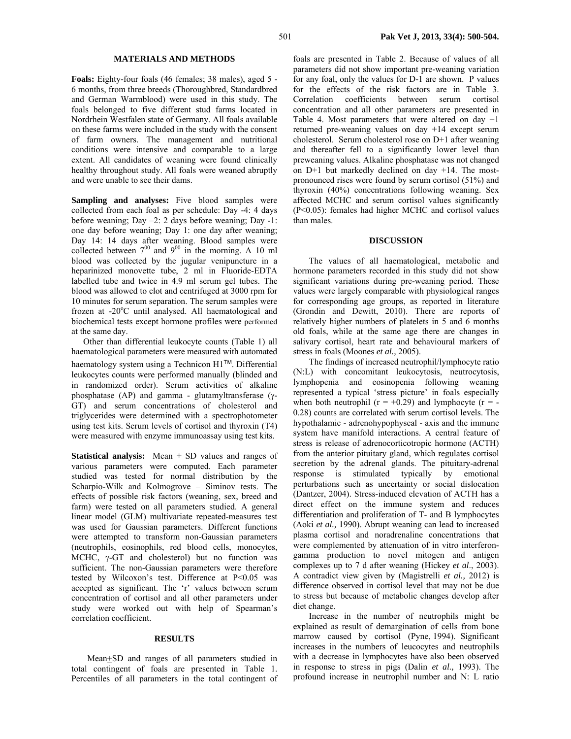## MATERIALS AND METHODS

**Foals:** Eighty-four foals (46 females; 38 males), aged 5 - 6 months, from three breeds (Thoroughbred, Standardbred and German Warmblood) were used in this study. The foals belonged to five different stud farms located in Nordrhein Westfalen state of Germany. All foals available on these farms were included in the study with the consent of farm owners. The management and nutritional conditions were intensive and comparable to a large extent. All candidates of weaning were found clinically healthy throughout study. All foals were weaned abruptly and were unable to see their dams.

**Sampling and analyses:** Five blood samples were collected from each foal as per schedule: Day -4: 4 days before weaning; Day –2: 2 days before weaning; Day -1: one day before weaning; Day 1: one day after weaning; Day 14: 14 days after weaning. Blood samples were collected between $7^{00}$ and $9^{00}$ in the morning. A 10 ml blood was collected by the jugular venipuncture in a heparinized monovette tube, 2 ml in Fluoride-EDTA labelled tube and twice in 4.9 ml serum gel tubes. The blood was allowed to clot and centrifuged at 3000 rpm for 10 minutes for serum separation. The serum samples were frozen at -20°C until analysed. All haematological and biochemical tests except hormone profiles were performed at the same day.

Other than differential leukocyte counts (Table 1) all haematological parameters were measured with automated haematology system using a Technicon H1™. Differential leukocytes counts were performed manually (blinded and in randomized order). Serum activities of alkaline phosphatase (AP) and gamma - glutamyltransferase (γ-GT) and serum concentrations of cholesterol and triglycerides were determined with a spectrophotometer using test kits. Serum levels of cortisol and thyroxin (T4) were measured with enzyme immunoassay using test kits.

**Statistical analysis:** Mean + SD values and ranges of various parameters were computed. Each parameter studied was tested for normal distribution by the Scharpio-Wilk and Kolmogrove – Siminov tests. The effects of possible risk factors (weaning, sex, breed and farm) were tested on all parameters studied. A general linear model (GLM) multivariate repeated-measures test was used for Gaussian parameters. Different functions were attempted to transform non-Gaussian parameters (neutrophils, eosinophils, red blood cells, monocytes, MCHC, γ-GT and cholesterol) but no function was sufficient. The non-Gaussian parameters were therefore tested by Wilcoxon's test. Difference at $P<0.05$ was accepted as significant. The 'r' values between serum concentration of cortisol and all other parameters under study were worked out with help of Spearman's correlation coefficient.

## RESULTS

Mean±SD and ranges of all parameters studied in total contingent of foals are presented in Table 1. Percentiles of all parameters in the total contingent of foals are presented in Table 2. Because of values of all parameters did not show important pre-weaning variation for any foal, only the values for D-1 are shown. P values for the effects of the risk factors are in Table 3. Correlation coefficients between serum cortisol concentration and all other parameters are presented in Table 4. Most parameters that were altered on day +1 returned pre-weaning values on day +14 except serum cholesterol. Serum cholesterol rose on D+1 after weaning and thereafter fell to a significantly lower level than preweaning values. Alkaline phosphatase was not changed on D+1 but markedly declined on day +14. The most-pronounced rises were found by serum cortisol (51%) and thyroxin (40%) concentrations following weaning. Sex affected MCHC and serum cortisol values significantly ($P<0.05$): females had higher MCHC and cortisol values than males.

## DISCUSSION

The values of all haematological, metabolic and hormone parameters recorded in this study did not show significant variations during pre-weaning period. These values were largely comparable with physiological ranges for corresponding age groups, as reported in literature (Grondin and Dewitt, 2010). There are reports of relatively higher numbers of platelets in 5 and 6 months old foals, while at the same age there are changes in salivary cortisol, heart rate and behavioural markers of stress in foals (Moones *et al.,* 2005).

The findings of increased neutrophil/lymphocyte ratio (N:L) with concomitant leukocytosis, neutrocytosis, lymphopenia and eosinopenia following weaning represented a typical 'stress picture' in foals especially when both neutrophil ($r = +0.29$) and lymphocyte ($r = -0.28$) counts are correlated with serum cortisol levels. The hypothalamic - adrenohypophyseal - axis and the immune system have manifold interactions. A central feature of stress is release of adrenocorticotropic hormone (ACTH) from the anterior pituitary gland, which regulates cortisol secretion by the adrenal glands. The pituitary-adrenal response is stimulated typically by emotional perturbations such as uncertainty or social dislocation (Dantzer, 2004). Stress-induced elevation of ACTH has a direct effect on the immune system and reduces differentiation and proliferation of T- and B lymphocytes (Aoki *et al.,* 1990). Abrupt weaning can lead to increased plasma cortisol and noradrenaline concentrations that were complemented by attenuation of in vitro interferon-gamma production to novel mitogen and antigen complexes up to 7 d after weaning (Hickey *et al*., 2003). A contradict view given by (Magistrelli *et al.,* 2012) is difference observed in cortisol level that may not be due to stress but because of metabolic changes develop after diet change.

Increase in the number of neutrophils might be explained as result of demargination of cells from bone marrow caused by cortisol (Pyne, 1994). Significant increases in the numbers of leucocytes and neutrophils with a decrease in lymphocytes have also been observed in response to stress in pigs (Dalin *et al.,* 1993). The profound increase in neutrophil number and N: L ratio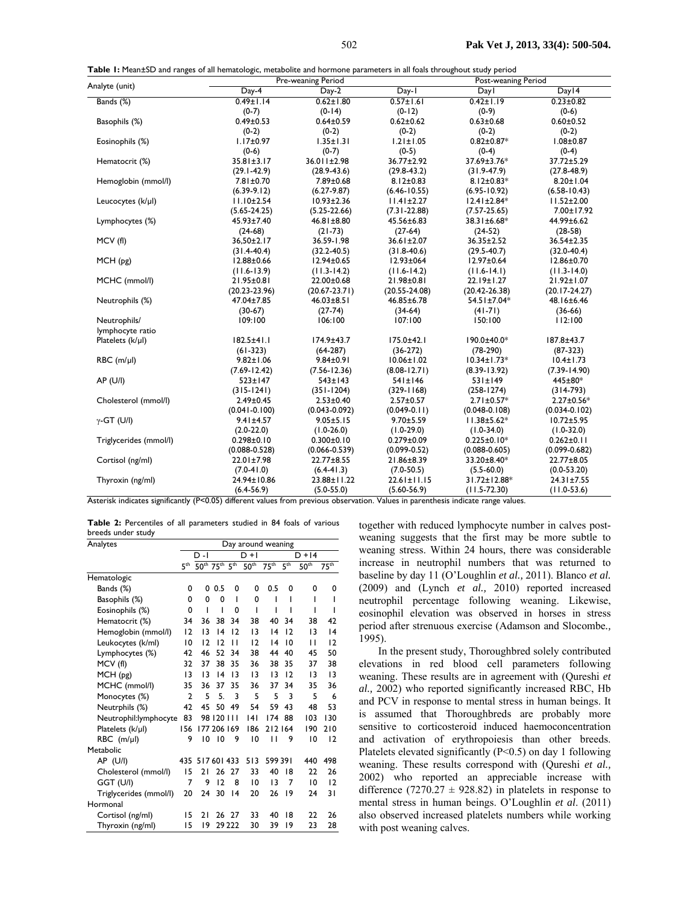**Table 1:** Mean±SD and ranges of all hematologic, metabolite and hormone parameters in all foals throughout study period

| Analyte (unit) | Pre-weaning Period | | Post-weaning Period | | |
|---|---|---|---|---|---|
| | Day-4 | Day-2 | Day-1 | Day1 | Day14 |
| Bands (%) | 0.49±1.14 (0-7) | 0.62±1.80 (0-14) | 0.57±1.61 (0-12) | 0.42±1.19 (0-9) | 0.23±0.82 (0-6) |
| Basophils (%) | 0.49±0.53 (0-2) | 0.64±0.59 (0-2) | 0.62±0.62 (0-2) | 0.63±0.68 (0-2) | 0.60±0.52 (0-2) |
| Eosinophils (%) | 1.17±0.97 (0-6) | 1.35±1.31 (0-7) | 1.21±1.05 (0-5) | 0.82±0.87* (0-4) | 1.08±0.87 (0-4) |
| Hematocrit (%) | 35.81±3.17 (29.1-42.9) | 36.011±2.98 (28.9-43.6) | 36.77±2.92 (29.8-43.2) | 37.69±3.76* (31.9-47.9) | 37.72±5.29 (27.8-48.9) |
| Hemoglobin (mmol/l) | 7.81±0.70 (6.39-9.12) | 7.89±0.68 (6.27-9.87) | 8.12±0.83 (6.46-10.55) | 8.12±0.83* (6.95-10.92) | 8.20±1.04 (6.58-10.43) |
| Leucocytes (k/µl) | 11.10±2.54 (5.65-24.25) | 10.93±2.36 (5.25-22.66) | 11.41±2.27 (7.31-22.88) | 12.41±2.84* (7.57-25.65) | 11.52±2.00 7.00±17.92 |
| Lymphocytes (%) | 45.93±7.40 (24-68) | 46.81±8.80 (21-73) | 45.56±6.83 (27-64) | 38.31±6.68* (24-52) | 44.99±6.62 (28-58) |
| MCV (fl) | 36,50±2.17 (31.4-40.4) | 36.59-1.98 (32.2-40.5) | 36.61±2.07 (31.8-40.6) | 36.35±2.52 (29.5-40.7) | 36.54±2.35 (32.0-40.4) |
| MCH (pg) | 12.88±0.66 (11.6-13.9) | 12.94±0.65 (11.3-14.2) | 12.93±064 (11.6-14.2) | 12.97±0.64 (11.6-14.1) | 12.86±0.70 (11.3-14.0) |
| MCHC (mmol/l) | 21.95±0.81 (20.23-23.96) | 22.00±0.68 (20.67-23.71) | 21.98±0.81 (20.55-24.08) | 22.19±1.27 (20.42-26.38) | 21.92±1.07 (20.17-24.27) |
| Neutrophils (%) | 47.04±7.85 (30-67) | 46.03±8.51 (27-74) | 46.85±6.78 (34-66) | 54.51±7.04* (41-71) | 48.16±6.46 (36-66) |
| Neutrophils/ lymphocyte ratio | 109:100 | 106:100 | 107:100 | 150:100 | 112:100 |
| Platelets (k/µl) | 182.5±41.1 (61-323) | 174.9±43.7 (64-287) | 175.0±42.1 (36-272) | 190.0±40.0* (78-290) | 187.8±43.7 (87-323) |
| RBC (m/µl) | 9.82±1.06 (7.69-12.42) | 9.84±0.91 (7.56-12.36) | 10.06±1.02 (8.08-12.71) | 10.34±1.73* (8.39-13.92) | 10.4±1.73 (7.39-14.90) |
| AP (U/l) | 523±147 (315-1241) | 543±143 (351-1204) | 541±146 (329-1168) | 531±149 (258-1274) | 445±80* (314-793) |
| Cholesterol (mmol/l) | 2.49±0.45 (0.041-0.100) | 2.53±0.40 (0.043-0.092) | 2.57±0.57 (0.049-0.11) | 2.71±0.57* (0.048-0.108) | 2.27±0.56* (0.034-0.102) |
| γ-GT (U/l) | 9.41±4.57 (2.0-22.0) | 9.05±5.15 (1.0-26.0) | 9.70±5.59 (1.0-29.0) | 11.38±5.62* (1.0-34.0) | 10.72±5.95 (1.0-32.0) |
| Triglycerides (mmol/l) | 0.298±0.10 (0.088-0.528) | 0.300±0.10 (0.066-0.539) | 0.279±0.09 (0.099-0.52) | 0.225±0.10* (0.088-0.605) | 0.262±0.11 (0.099-0.682) |
| Cortisol (ng/ml) | 22.01±7.98 (7.0-41.0) | 22.77±8.55 (6.4-41.3) | 21.86±8.39 (7.0-50.5) | 33.20±8.40* (5.5-60.0) | 22.77±8.05 (0.0-53.20) |
| Thyroxin (ng/ml) | 24.94±10.86 (6.4-56.9) | 23.88±11.22 (5.0-55.0) | 22.61±11.15 (5.60-56.9) | 31.72±12.88* (11.5-72.30) | 24.31±7.55 (11.0-53.6) |

Asterisk indicates significantly (P<0.05) different values from previous observation. Values in parenthesis indicate range values.

**Table 2:** Percentiles of all parameters studied in 84 foals of various breeds under study

| Analytes | Day around weaning | | | | | | | |
|---|---|---|---|---|---|---|---|---|
| | D -1 | | | D +1 | | | D +14 | |
| | 5th | 50th | 75th | 5th | 50th | 75th | 5th | 50th | 75th |
| Hematologic | | | | | | | | | |
| Bands (%) | 0 | 0 | 0.5 | 0 | 0 | 0.5 | 0 | 0 | 0 |
| Basophils (%) | 0 | 0 | 0 | 1 | 0 | 1 | 1 | 1 | 1 |
| Eosinophils (%) | 0 | 1 | 1 | 0 | 1 | 1 | 1 | 1 | 1 |
| Hematocrit (%) | 34 | 36 | 38 | 34 | 38 | 40 | 34 | 38 | 42 |
| Hemoglobin (mmol/l) | 12 | 13 | 14 | 12 | 13 | 14 | 12 | 13 | 14 |
| Leukocytes (k/ml) | 10 | 12 | 12 | 11 | 12 | 14 | 10 | 11 | 12 |
| Lymphocytes (%) | 42 | 46 | 52 | 34 | 38 | 44 | 40 | 45 | 50 |
| MCV (fl) | 32 | 37 | 38 | 35 | 36 | 38 | 35 | 37 | 38 |
| MCH (pg) | 13 | 13 | 14 | 13 | 13 | 13 | 12 | 13 | 13 |
| MCHC (mmol/l) | 35 | 36 | 37 | 35 | 36 | 37 | 34 | 35 | 36 |
| Monocytes (%) | 2 | 5 | 5. | 3 | 5 | 5 | 3 | 5 | 6 |
| Neutrphils (%) | 42 | 45 | 50 | 49 | 54 | 59 | 43 | 48 | 53 |
| Neutrophil:lymphocyte | 83 | 98 | 120 | 111 | 141 | 174 | 88 | 103 | 130 |
| Platelets (k/µl) | 156 | 177 | 206 | 169 | 186 | 212 | 164 | 190 | 210 |
| RBC (m/µl) | 9 | 10 | 10 | 9 | 10 | 11 | 9 | 10 | 12 |
| Metabolic | | | | | | | | | |
| AP (U/l) | 435 | 517 | 601 | 433 | 513 | 599 | 391 | 440 | 498 |
| Cholesterol (mmol/l) | 15 | 21 | 26 | 27 | 33 | 40 | 18 | 22 | 26 |
| GGT (U/l) | 7 | 9 | 12 | 8 | 10 | 13 | 7 | 10 | 12 |
| Triglycerides (mmol/l) | 20 | 24 | 30 | 14 | 20 | 26 | 19 | 24 | 31 |
| Hormonal | | | | | | | | | |
| Cortisol (ng/ml) | 15 | 21 | 26 | 27 | 33 | 40 | 18 | 22 | 26 |
| Thyroxin (ng/ml) | 15 | 19 | 29 | 222 | 30 | 39 | 19 | 23 | 28 |

together with reduced lymphocyte number in calves post-weaning suggests that the first may be more subtle to weaning stress. Within 24 hours, there was considerable increase in neutrophil numbers that was returned to baseline by day 11 (O'Loughlin *et al.,* 2011). Blanco *et al.* (2009) and (Lynch *et al.,* 2010) reported increased neutrophil percentage following weaning. Likewise, eosinophil elevation was observed in horses in stress period after strenuous exercise (Adamson and Slocombe*.,* 1995).

In the present study, Thoroughbred solely contributed elevations in red blood cell parameters following weaning. These results are in agreement with (Qureshi *et al.,* 2002) who reported significantly increased RBC, Hb and PCV in response to mental stress in human beings. It is assumed that Thoroughbreds are probably more sensitive to corticosteroid induced haemoconcentration and activation of erythropoiesis than other breeds. Platelets elevated significantly (P<0.5) on day 1 following weaning. These results correspond with (Qureshi *et al.,* 2002) who reported an appreciable increase with difference (7270.27 ± 928.82) in platelets in response to mental stress in human beings. O'Loughlin *et al.* (2011) also observed increased platelets numbers while working with post weaning calves.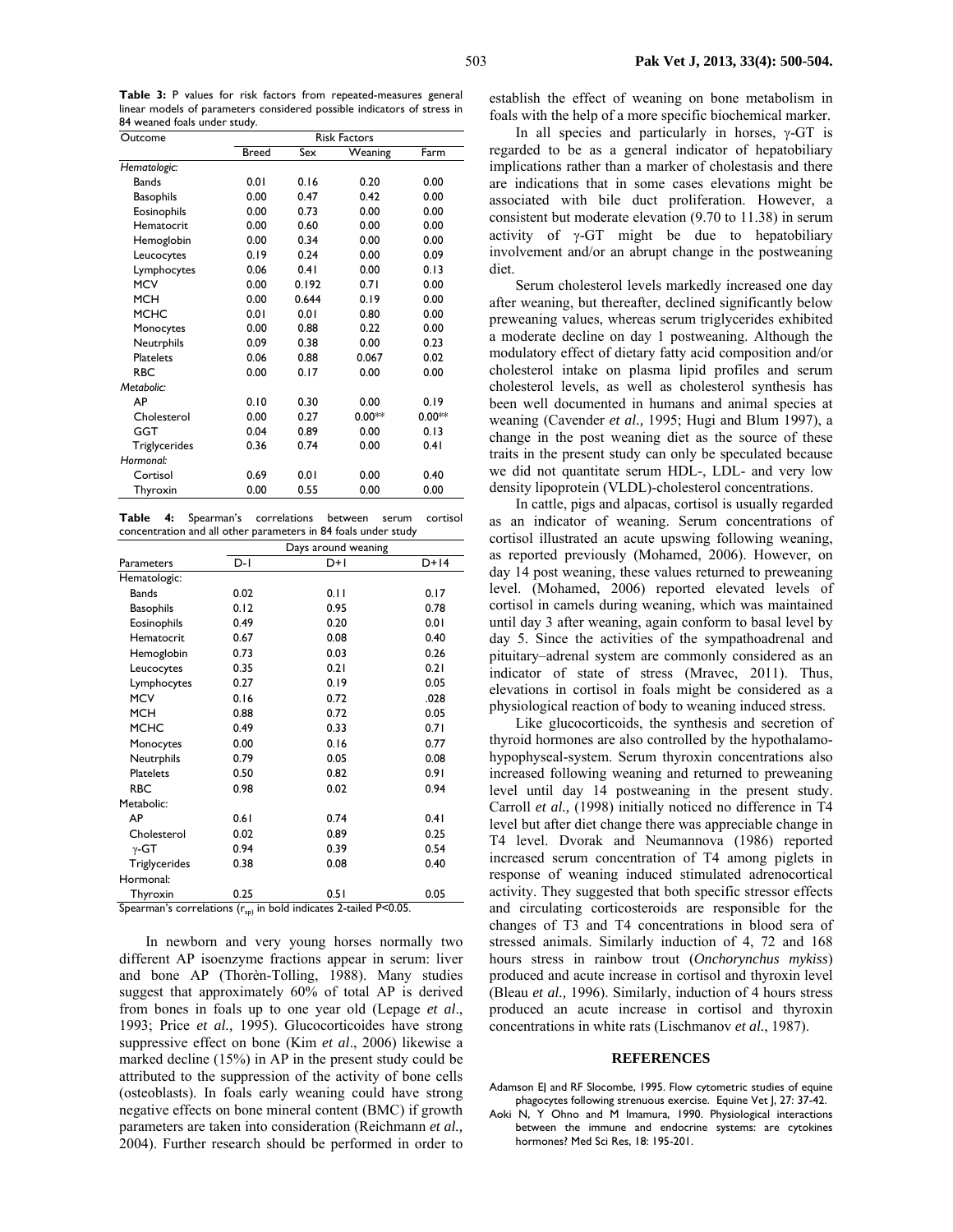**Table 3:** P values for risk factors from repeated-measures general linear models of parameters considered possible indicators of stress in 84 weaned foals under study.

| Outcome | Risk Factors | | | |
|---|---|---|---|---|
| | Breed | Sex | Weaning | Farm |
| *Hematologic:* | | | | |
| Bands | 0.01 | 0.16 | 0.20 | 0.00 |
| Basophils | 0.00 | 0.47 | 0.42 | 0.00 |
| Eosinophils | 0.00 | 0.73 | 0.00 | 0.00 |
| Hematocrit | 0.00 | 0.60 | 0.00 | 0.00 |
| Hemoglobin | 0.00 | 0.34 | 0.00 | 0.00 |
| Leucocytes | 0.19 | 0.24 | 0.00 | 0.09 |
| Lymphocytes | 0.06 | 0.41 | 0.00 | 0.13 |
| MCV | 0.00 | 0.192 | 0.71 | 0.00 |
| MCH | 0.00 | 0.644 | 0.19 | 0.00 |
| MCHC | 0.01 | 0.01 | 0.80 | 0.00 |
| Monocytes | 0.00 | 0.88 | 0.22 | 0.00 |
| Neutrphils | 0.09 | 0.38 | 0.00 | 0.23 |
| Platelets | 0.06 | 0.88 | 0.067 | 0.02 |
| RBC | 0.00 | 0.17 | 0.00 | 0.00 |
| *Metabolic:* | | | | |
| AP | 0.10 | 0.30 | 0.00 | 0.19 |
| Cholesterol | 0.00 | 0.27 | 0.00** | 0.00** |
| GGT | 0.04 | 0.89 | 0.00 | 0.13 |
| Triglycerides | 0.36 | 0.74 | 0.00 | 0.41 |
| *Hormonal:* | | | | |
| Cortisol | 0.69 | 0.01 | 0.00 | 0.40 |
| Thyroxin | 0.00 | 0.55 | 0.00 | 0.00 |

**Table 4:** Spearman's correlations between serum cortisol concentration and all other parameters in 84 foals under study

| Parameters | Days around weaning | | |
|---|---|---|---|
| | D-1 | D+1 | D+14 |
| Hematologic: | | | |
| Bands | 0.02 | 0.11 | 0.17 |
| Basophils | 0.12 | 0.95 | 0.78 |
| Eosinophils | 0.49 | 0.20 | 0.01 |
| Hematocrit | 0.67 | 0.08 | 0.40 |
| Hemoglobin | 0.73 | 0.03 | 0.26 |
| Leucocytes | 0.35 | 0.21 | 0.21 |
| Lymphocytes | 0.27 | 0.19 | 0.05 |
| MCV | 0.16 | 0.72 | .028 |
| MCH | 0.88 | 0.72 | 0.05 |
| MCHC | 0.49 | 0.33 | 0.71 |
| Monocytes | 0.00 | 0.16 | 0.77 |
| Neutrphils | 0.79 | 0.05 | 0.08 |
| Platelets | 0.50 | 0.82 | 0.91 |
| RBC | 0.98 | 0.02 | 0.94 |
| Metabolic: | | | |
| AP | 0.61 | 0.74 | 0.41 |
| Cholesterol | 0.02 | 0.89 | 0.25 |
| γ-GT | 0.94 | 0.39 | 0.54 |
| Triglycerides | 0.38 | 0.08 | 0.40 |
| Hormonal: | | | |
| Thyroxin | 0.25 | 0.51 | 0.05 |

Spearman's correlations ($r_{sp}$) in bold indicates 2-tailed P<0.05.

In newborn and very young horses normally two different AP isoenzyme fractions appear in serum: liver and bone AP (Thorèn-Tolling, 1988). Many studies suggest that approximately 60% of total AP is derived from bones in foals up to one year old (Lepage *et al*., 1993; Price *et al.,* 1995). Glucocorticoides have strong suppressive effect on bone (Kim *et al*., 2006) likewise a marked decline (15%) in AP in the present study could be attributed to the suppression of the activity of bone cells (osteoblasts). In foals early weaning could have strong negative effects on bone mineral content (BMC) if growth parameters are taken into consideration (Reichmann *et al.,* 2004). Further research should be performed in order to establish the effect of weaning on bone metabolism in foals with the help of a more specific biochemical marker.

In all species and particularly in horses, γ-GT is regarded to be as a general indicator of hepatobiliary implications rather than a marker of cholestasis and there are indications that in some cases elevations might be associated with bile duct proliferation. However, a consistent but moderate elevation (9.70 to 11.38) in serum activity of γ-GT might be due to hepatobiliary involvement and/or an abrupt change in the postweaning diet.

Serum cholesterol levels markedly increased one day after weaning, but thereafter, declined significantly below preweaning values, whereas serum triglycerides exhibited a moderate decline on day 1 postweaning. Although the modulatory effect of dietary fatty acid composition and/or cholesterol intake on plasma lipid profiles and serum cholesterol levels, as well as cholesterol synthesis has been well documented in humans and animal species at weaning (Cavender *et al.,* 1995; Hugi and Blum 1997), a change in the post weaning diet as the source of these traits in the present study can only be speculated because we did not quantitate serum HDL-, LDL- and very low density lipoprotein (VLDL)-cholesterol concentrations.

In cattle, pigs and alpacas, cortisol is usually regarded as an indicator of weaning. Serum concentrations of cortisol illustrated an acute upswing following weaning, as reported previously (Mohamed, 2006). However, on day 14 post weaning, these values returned to preweaning level. (Mohamed, 2006) reported elevated levels of cortisol in camels during weaning, which was maintained until day 3 after weaning, again conform to basal level by day 5. Since the activities of the sympathoadrenal and pituitary–adrenal system are commonly considered as an indicator of state of stress (Mravec, 2011). Thus, elevations in cortisol in foals might be considered as a physiological reaction of body to weaning induced stress.

Like glucocorticoids, the synthesis and secretion of thyroid hormones are also controlled by the hypothalamo-hypophyseal-system. Serum thyroxin concentrations also increased following weaning and returned to preweaning level until day 14 postweaning in the present study. Carroll *et al.,* (1998) initially noticed no difference in T4 level but after diet change there was appreciable change in T4 level. Dvorak and Neumannova (1986) reported increased serum concentration of T4 among piglets in response of weaning induced stimulated adrenocortical activity. They suggested that both specific stressor effects and circulating corticosteroids are responsible for the changes of T3 and T4 concentrations in blood sera of stressed animals. Similarly induction of 4, 72 and 168 hours stress in rainbow trout (*Onchorynchus mykiss*) produced and acute increase in cortisol and thyroxin level (Bleau *et al.,* 1996). Similarly, induction of 4 hours stress produced an acute increase in cortisol and thyroxin concentrations in white rats (Lischmanov *et al.*, 1987).

## REFERENCES

Adamson EJ and RF Slocombe, 1995. Flow cytometric studies of equine phagocytes following strenuous exercise. Equine Vet J, 27: 37-42.

Aoki N, Y Ohno and M Imamura, 1990. Physiological interactions between the immune and endocrine systems: are cytokines hormones? Med Sci Res, 18: 195-201.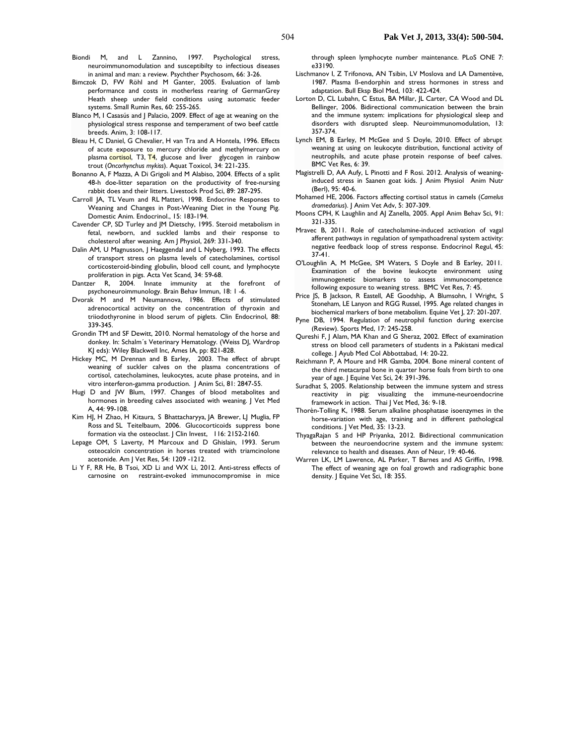Biondi M, and L Zannino, 1997. Psychological stress, neuroimmunomodulation and susceptibilty to infectious diseases in animal and man: a review. Psychther Psychosom, 66: 3-26.

Bimczok D, FW Röhl and M Ganter, 2005. Evaluation of lamb performance and costs in motherless rearing of GermanGrey Heath sheep under field conditions using automatic feeder systems. Small Rumin Res, 60: 255-265.

Blanco M, I Casasús and J Palacio, 2009. Effect of age at weaning on the physiological stress response and temperament of two beef cattle breeds. Anim, 3: 108-117.

Bleau H, C Daniel, G Chevalier, H van Tra and A Hontela, 1996. Effects of acute exposure to mercury chloride and methylmercury on plasma cortisol, T3, T4, glucose and liver glycogen in rainbow trout (*Oncorhynchus mykiss*). Aquat Toxicol, 34: 221-235.

Bonanno A, F Mazza, A Di Grigoli and M Alabiso, 2004. Effects of a split 48-h doe-litter separation on the productivity of free-nursing rabbit does and their litters. Livestock Prod Sci, 89: 287-295.

Carroll JA, TL Veum and RL Matteri, 1998. Endocrine Responses to Weaning and Changes in Post-Weaning Diet in the Young Pig. Domestic Anim. Endocrinol., 15: 183-194.

Cavender CP, SD Turley and JM Dietschy, 1995. Steroid metabolism in fetal, newborn, and suckled lambs and their response to cholesterol after weaning. Am J Physiol, 269: 331-340.

Dalin AM, U Magnusson, J Haeggendal and L Nyberg, 1993. The effects of transport stress on plasma levels of catecholamines, cortisol corticosteroid-binding globulin, blood cell count, and lymphocyte proliferation in pigs. Acta Vet Scand, 34: 59-68.

Dantzer R, 2004. Innate immunity at the forefront of psychoneuroimmunology. Brain Behav Immun, 18: 1 -6.

Dvorak M and M Neumannova, 1986. Effects of stimulated adrenocortical activity on the concentration of thyroxin and triiodothyronine in blood serum of piglets. Clin Endocrinol, 88: 339-345.

Grondin TM and SF Dewitt, 2010. Normal hematology of the horse and donkey. In: Schalm´s Veterinary Hematology. (Weiss DJ, Wardrop KJ eds): Wiley Blackwell Inc, Ames IA, pp: 821-828.

Hickey MC, M Drennan and B Earley, 2003. The effect of abrupt weaning of suckler calves on the plasma concentrations of cortisol, catecholamines, leukocytes, acute phase proteins, and in vitro interferon-gamma production. J Anim Sci, 81: 2847-55.

Hugi D and JW Blum, 1997. Changes of blood metabolites and hormones in breeding calves associated with weaning. J Vet Med A, 44: 99-108.

Kim HJ, H Zhao, H Kitaura, S Bhattacharyya, JA Brewer, LJ Muglia, FP Ross and SL Teitelbaum, 2006. Glucocorticoids suppress bone formation via the osteoclast. J Clin Invest, 116: 2152-2160.

Lepage OM, S Laverty, M Marcoux and D Ghislain, 1993. Serum osteocalcin concentration in horses treated with triamcinolone acetonide. Am J Vet Res, 54: 1209 -1212.

Li Y F, RR He, B Tsoi, XD Li and WX Li, 2012. Anti-stress effects of carnosine on restraint-evoked immunocompromise in mice through spleen lymphocyte number maintenance. PLoS ONE 7: e33190.

Lischmanov I, Z Trifonova, AN Tsibin, LV Moslova and LA Damentève, 1987. Plasma ß-endorphin and stress hormones in stress and adaptation. Bull Eksp Biol Med, 103: 422-424.

Lorton D, CL Lubahn, C Estus, BA Millar, JL Carter, CA Wood and DL Bellinger, 2006. Bidirectional communication between the brain and the immune system: implications for physiological sleep and disorders with disrupted sleep. Neuroimmunomodulation, 13: 357-374.

Lynch EM, B Earley, M McGee and S Doyle, 2010. Effect of abrupt weaning at using on leukocyte distribution, functional activity of neutrophils, and acute phase protein response of beef calves. BMC Vet Res, 6: 39.

Magistrelli D, AA Aufy, L Pinotti and F Rosi. 2012. Analysis of weaning-induced stress in Saanen goat kids. J Anim Physiol Anim Nutr (Berl), 95: 40-6.

Mohamed HE, 2006. Factors affecting cortisol status in camels (*Camelus dromedarius*). J Anim Vet Adv, 5: 307-309.

Moons CPH, K Laughlin and AJ Zanella, 2005. Appl Anim Behav Sci, 91: 321-335.

Mravec B, 2011. Role of catecholamine-induced activation of vagal afferent pathways in regulation of sympathoadrenal system activity: negative feedback loop of stress response. Endocrinol Regul, 45: 37-41.

O'Loughlin A, M McGee, SM Waters, S Doyle and B Earley, 2011. Examination of the bovine leukocyte environment using immunogenetic biomarkers to assess immunocompetence following exposure to weaning stress. BMC Vet Res, 7: 45.

Price JS, B Jackson, R Eastell, AE Goodship, A Blumsohn, I Wright, S Stoneham, LE Lanyon and RGG Russel, 1995. Age related changes in biochemical markers of bone metabolism. Equine Vet J, 27: 201-207.

Pyne DB, 1994. Regulation of neutrophil function during exercise (Review). Sports Med, 17: 245-258.

Qureshi F, J Alam, MA Khan and G Sheraz, 2002. Effect of examination stress on blood cell parameters of students in a Pakistani medical college. J Ayub Med Col Abbottabad, 14: 20-22.

Reichmann P, A Moure and HR Gamba, 2004. Bone mineral content of the third metacarpal bone in quarter horse foals from birth to one year of age. J Equine Vet Sci, 24: 391-396.

Suradhat S, 2005. Relationship between the immune system and stress reactivity in pig: visualizing the immune-neuroendocrine framework in action. Thai J Vet Med, 36: 9-18.

Thorèn-Tolling K, 1988. Serum alkaline phosphatase isoenzymes in the horse-variation with age, training and in different pathological conditions. J Vet Med, 35: 13-23.

ThyagaRajan S and HP Priyanka, 2012. Bidirectional communication between the neuroendocrine system and the immune system: relevance to health and diseases. Ann of Neur, 19: 40-46.

Warren LK, LM Lawrence, AL Parker, T Barnes and AS Griffin, 1998. The effect of weaning age on foal growth and radiographic bone density. J Equine Vet Sci, 18: 355.